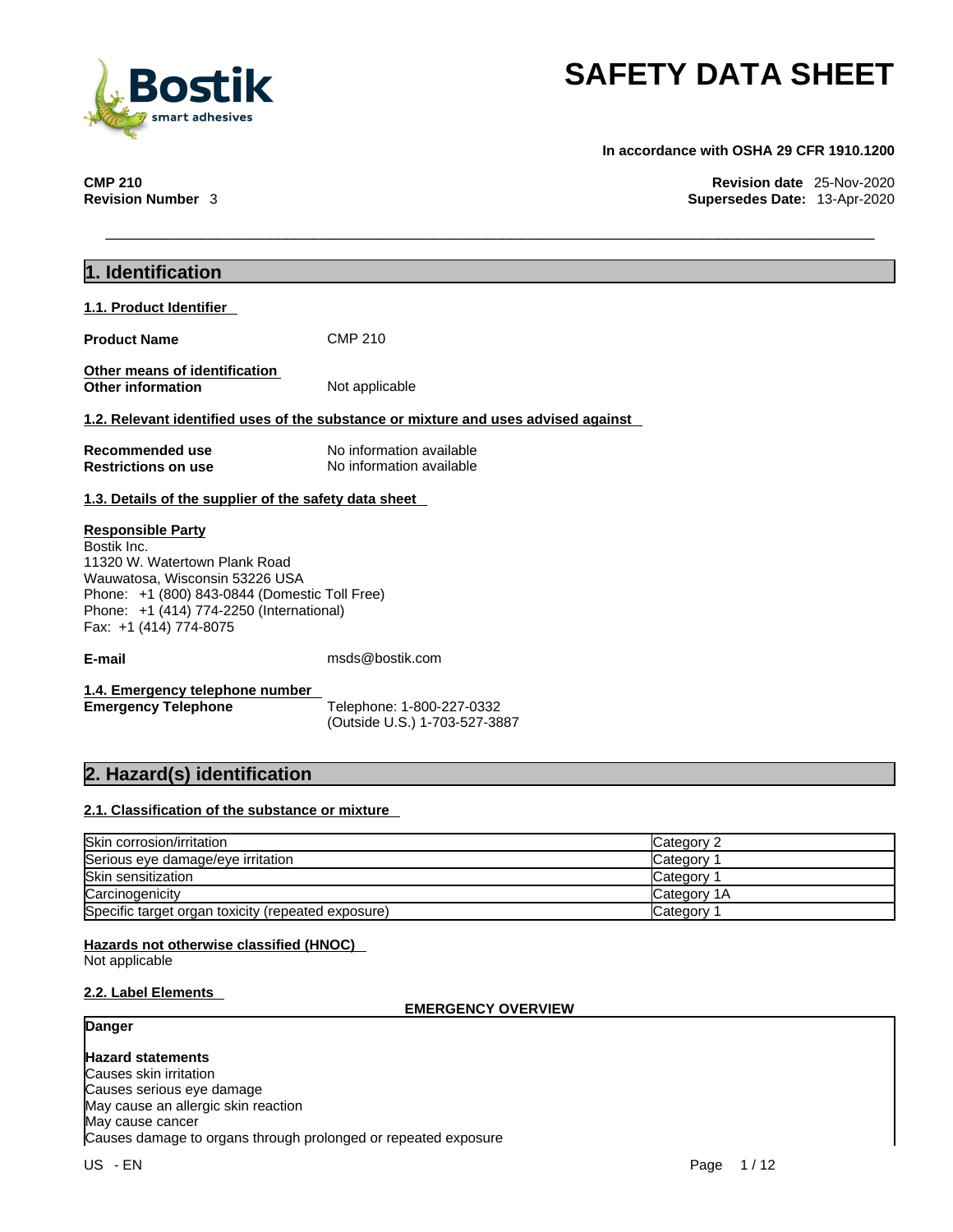# SAFETY DATA SHEET

**In accordance with OSHA 29 CFR 1910.1200**

**CMP 210**
**Revision Number** 3

**Revision date** 25-Nov-2020
**Supersedes Date:** 13-Apr-2020

## 1. Identification

### 1.1. Product Identifier

**Product Name** CMP 210

**Other means of identification**
**Other information** Not applicable

### 1.2. Relevant identified uses of the substance or mixture and uses advised against

**Recommended use** No information available
**Restrictions on use** No information available

### 1.3. Details of the supplier of the safety data sheet

**Responsible Party**
Bostik Inc.
11320 W. Watertown Plank Road
Wauwatosa, Wisconsin 53226 USA
Phone: +1 (800) 843-0844 (Domestic Toll Free)
Phone: +1 (414) 774-2250 (International)
Fax: +1 (414) 774-8075

**E-mail** msds@bostik.com

### 1.4. Emergency telephone number

**Emergency Telephone** Telephone: 1-800-227-0332
(Outside U.S.) 1-703-527-3887

## 2. Hazard(s) identification

### 2.1. Classification of the substance or mixture

| | |
|---|---|
| Skin corrosion/irritation | Category 2 |
| Serious eye damage/eye irritation | Category 1 |
| Skin sensitization | Category 1 |
| Carcinogenicity | Category 1A |
| Specific target organ toxicity (repeated exposure) | Category 1 |

**Hazards not otherwise classified (HNOC)**
Not applicable

### 2.2. Label Elements

**EMERGENCY OVERVIEW**

**Danger**

**Hazard statements**
Causes skin irritation
Causes serious eye damage
May cause an allergic skin reaction
May cause cancer
Causes damage to organs through prolonged or repeated exposure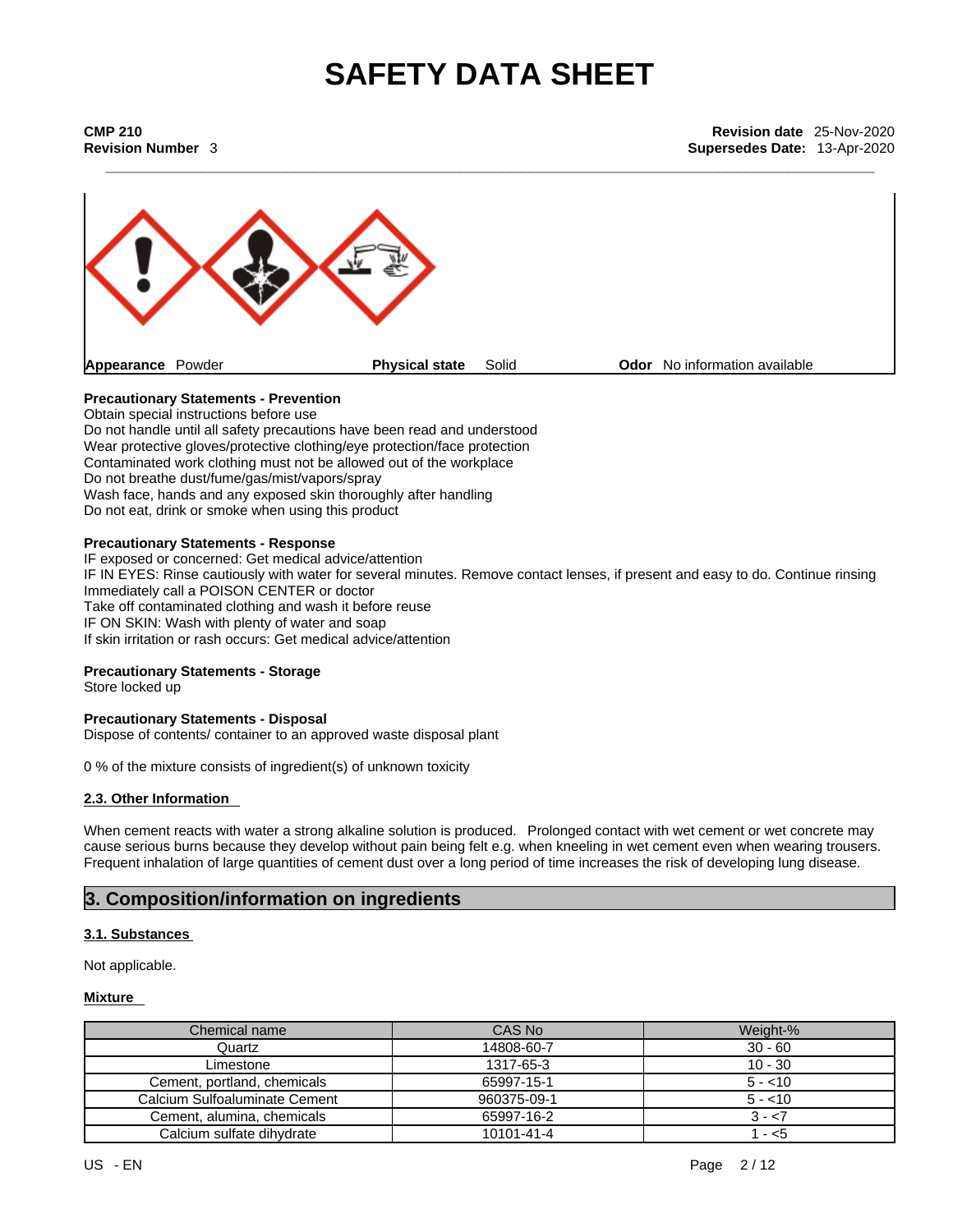# SAFETY DATA SHEET

**CMP 210**
**Revision Number** 3

**Revision date** 25-Nov-2020
**Supersedes Date:** 13-Apr-2020

**Appearance** Powder **Physical state** Solid **Odor** No information available

**Precautionary Statements - Prevention**
Obtain special instructions before use
Do not handle until all safety precautions have been read and understood
Wear protective gloves/protective clothing/eye protection/face protection
Contaminated work clothing must not be allowed out of the workplace
Do not breathe dust/fume/gas/mist/vapors/spray
Wash face, hands and any exposed skin thoroughly after handling
Do not eat, drink or smoke when using this product

**Precautionary Statements - Response**
IF exposed or concerned: Get medical advice/attention
IF IN EYES: Rinse cautiously with water for several minutes. Remove contact lenses, if present and easy to do. Continue rinsing
Immediately call a POISON CENTER or doctor
Take off contaminated clothing and wash it before reuse
IF ON SKIN: Wash with plenty of water and soap
If skin irritation or rash occurs: Get medical advice/attention

**Precautionary Statements - Storage**
Store locked up

**Precautionary Statements - Disposal**
Dispose of contents/ container to an approved waste disposal plant

0 % of the mixture consists of ingredient(s) of unknown toxicity

### 2.3. Other Information

When cement reacts with water a strong alkaline solution is produced. Prolonged contact with wet cement or wet concrete may cause serious burns because they develop without pain being felt e.g. when kneeling in wet cement even when wearing trousers. Frequent inhalation of large quantities of cement dust over a long period of time increases the risk of developing lung disease.

## 3. Composition/information on ingredients

### 3.1. Substances

Not applicable.

**Mixture**

| Chemical name | CAS No | Weight-% |
|---|---|---|
| Quartz | 14808-60-7 | 30 - 60 |
| Limestone | 1317-65-3 | 10 - 30 |
| Cement, portland, chemicals | 65997-15-1 | 5 - <10 |
| Calcium Sulfoaluminate Cement | 960375-09-1 | 5 - <10 |
| Cement, alumina, chemicals | 65997-16-2 | 3 - <7 |
| Calcium sulfate dihydrate | 10101-41-4 | 1 - <5 |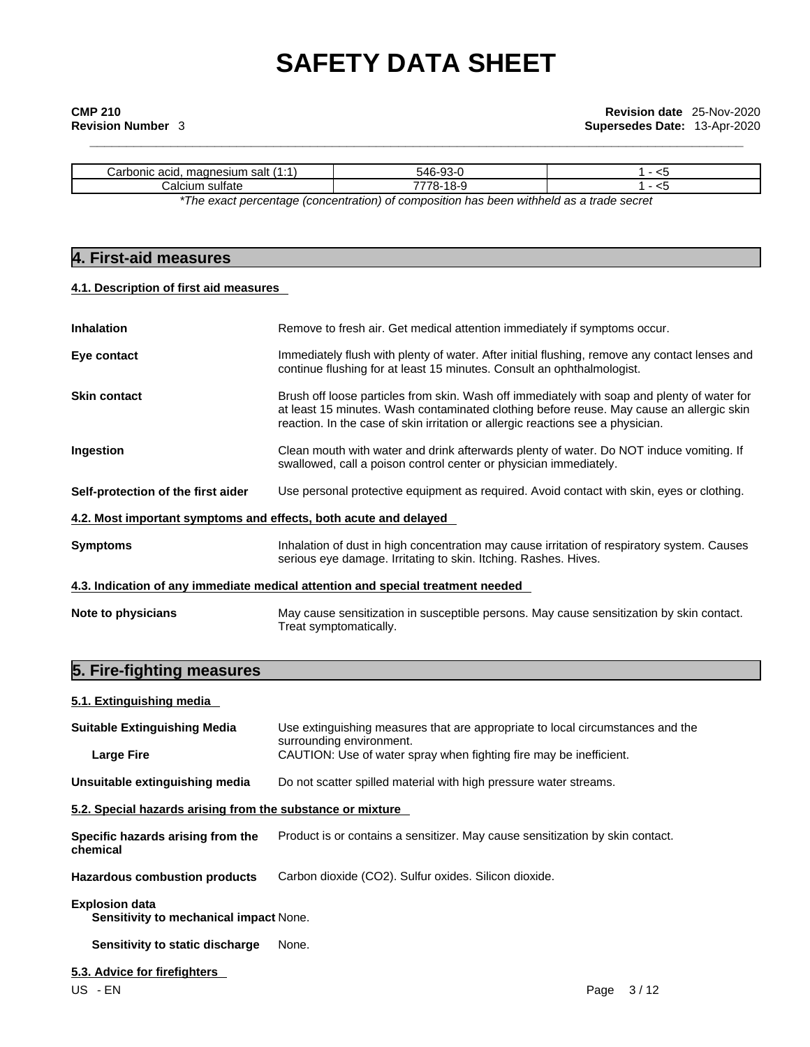| Carbonic acid, magnesium salt (1:1) | 546-93-0 | 1 - <5 |
|---|---|---|
| Calcium sulfate | 7778-18-9 | 1 - <5 |

*\*The exact percentage (concentration) of composition has been withheld as a trade secret*

## 4. First-aid measures

### 4.1. Description of first aid measures

**Inhalation** — Remove to fresh air. Get medical attention immediately if symptoms occur.

**Eye contact** — Immediately flush with plenty of water. After initial flushing, remove any contact lenses and continue flushing for at least 15 minutes. Consult an ophthalmologist.

**Skin contact** — Brush off loose particles from skin. Wash off immediately with soap and plenty of water for at least 15 minutes. Wash contaminated clothing before reuse. May cause an allergic skin reaction. In the case of skin irritation or allergic reactions see a physician.

**Ingestion** — Clean mouth with water and drink afterwards plenty of water. Do NOT induce vomiting. If swallowed, call a poison control center or physician immediately.

**Self-protection of the first aider** — Use personal protective equipment as required. Avoid contact with skin, eyes or clothing.

### 4.2. Most important symptoms and effects, both acute and delayed

**Symptoms** — Inhalation of dust in high concentration may cause irritation of respiratory system. Causes serious eye damage. Irritating to skin. Itching. Rashes. Hives.

### 4.3. Indication of any immediate medical attention and special treatment needed

**Note to physicians** — May cause sensitization in susceptible persons. May cause sensitization by skin contact. Treat symptomatically.

## 5. Fire-fighting measures

### 5.1. Extinguishing media

**Suitable Extinguishing Media** — Use extinguishing measures that are appropriate to local circumstances and the surrounding environment.

**Large Fire** — CAUTION: Use of water spray when fighting fire may be inefficient.

**Unsuitable extinguishing media** — Do not scatter spilled material with high pressure water streams.

### 5.2. Special hazards arising from the substance or mixture

**Specific hazards arising from the chemical** — Product is or contains a sensitizer. May cause sensitization by skin contact.

**Hazardous combustion products** — Carbon dioxide ($CO_2$). Sulfur oxides. Silicon dioxide.

**Explosion data**

**Sensitivity to mechanical impact** None.

**Sensitivity to static discharge** None.

### 5.3. Advice for firefighters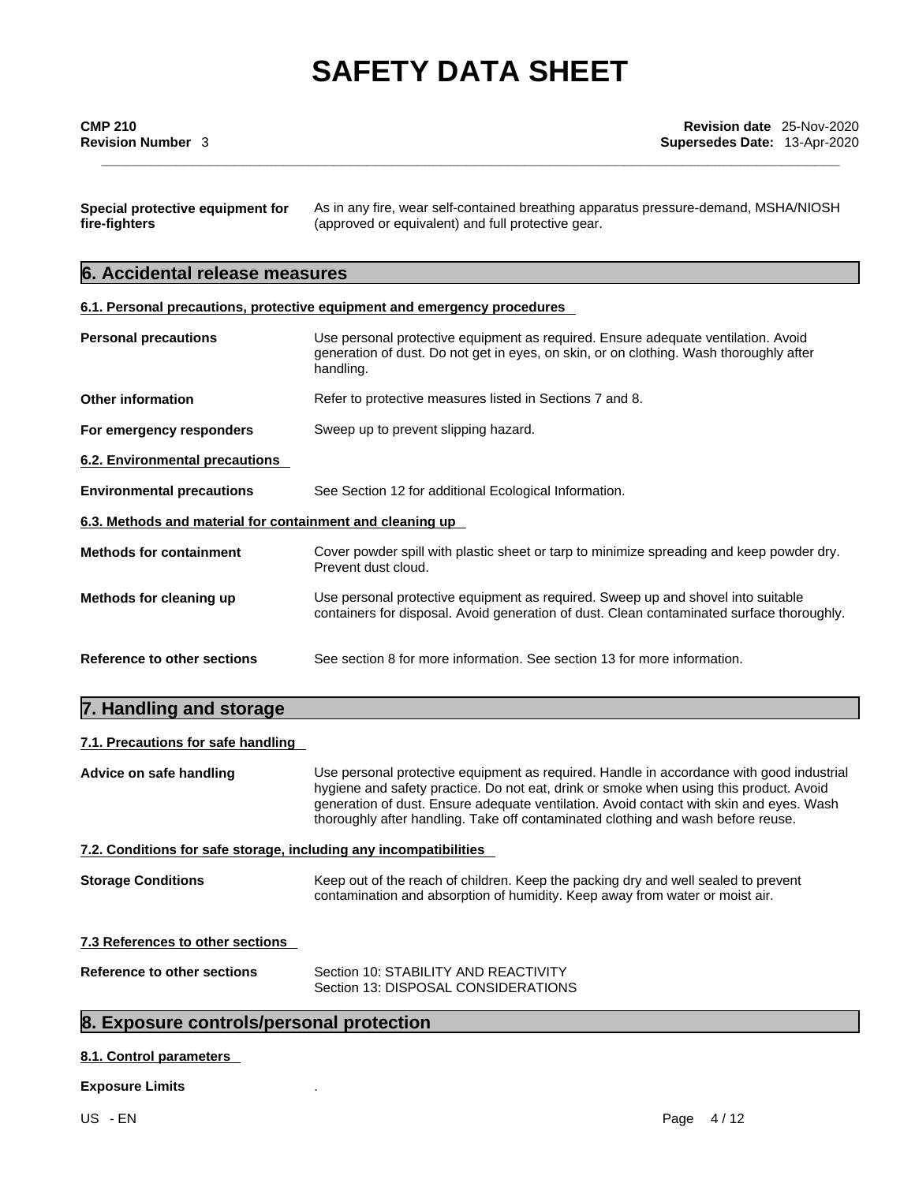**Special protective equipment for fire-fighters** As in any fire, wear self-contained breathing apparatus pressure-demand, MSHA/NIOSH (approved or equivalent) and full protective gear.

## 6. Accidental release measures

### 6.1. Personal precautions, protective equipment and emergency procedures

**Personal precautions** Use personal protective equipment as required. Ensure adequate ventilation. Avoid generation of dust. Do not get in eyes, on skin, or on clothing. Wash thoroughly after handling.

**Other information** Refer to protective measures listed in Sections 7 and 8.

**For emergency responders** Sweep up to prevent slipping hazard.

### 6.2. Environmental precautions

**Environmental precautions** See Section 12 for additional Ecological Information.

### 6.3. Methods and material for containment and cleaning up

**Methods for containment** Cover powder spill with plastic sheet or tarp to minimize spreading and keep powder dry. Prevent dust cloud.

**Methods for cleaning up** Use personal protective equipment as required. Sweep up and shovel into suitable containers for disposal. Avoid generation of dust. Clean contaminated surface thoroughly.

**Reference to other sections** See section 8 for more information. See section 13 for more information.

## 7. Handling and storage

### 7.1. Precautions for safe handling

**Advice on safe handling** Use personal protective equipment as required. Handle in accordance with good industrial hygiene and safety practice. Do not eat, drink or smoke when using this product. Avoid generation of dust. Ensure adequate ventilation. Avoid contact with skin and eyes. Wash thoroughly after handling. Take off contaminated clothing and wash before reuse.

### 7.2. Conditions for safe storage, including any incompatibilities

**Storage Conditions** Keep out of the reach of children. Keep the packing dry and well sealed to prevent contamination and absorption of humidity. Keep away from water or moist air.

### 7.3 References to other sections

**Reference to other sections** Section 10: STABILITY AND REACTIVITY
Section 13: DISPOSAL CONSIDERATIONS

## 8. Exposure controls/personal protection

### 8.1. Control parameters

**Exposure Limits** .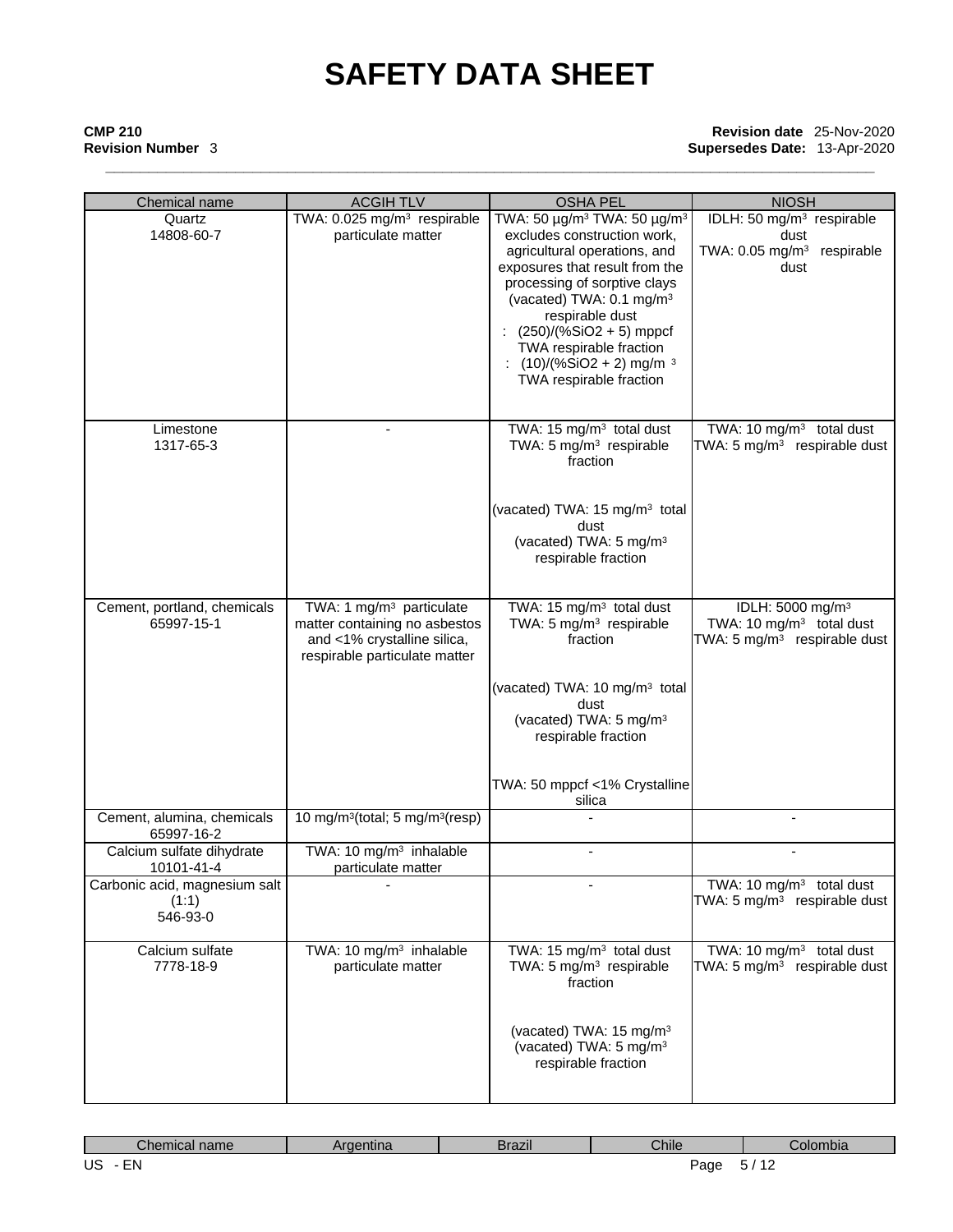# SAFETY DATA SHEET

**CMP 210**
**Revision Number** 3

**Revision date** 25-Nov-2020
**Supersedes Date:** 13-Apr-2020

| Chemical name | ACGIH TLV | OSHA PEL | NIOSH |
|---|---|---|---|
| Quartz<br>14808-60-7 | TWA: 0.025 mg/m³ respirable particulate matter | TWA: 50 µg/m³ TWA: 50 µg/m³ excludes construction work, agricultural operations, and exposures that result from the processing of sorptive clays<br>(vacated) TWA: 0.1 mg/m³ respirable dust<br>: (250)/(%SiO2 + 5) mppcf TWA respirable fraction<br>: (10)/(%SiO2 + 2) mg/m ³ TWA respirable fraction | IDLH: 50 mg/m³ respirable dust<br>TWA: 0.05 mg/m³ respirable dust |
| Limestone<br>1317-65-3 | - | TWA: 15 mg/m³ total dust<br>TWA: 5 mg/m³ respirable fraction<br>(vacated) TWA: 15 mg/m³ total dust<br>(vacated) TWA: 5 mg/m³ respirable fraction | TWA: 10 mg/m³ total dust<br>TWA: 5 mg/m³ respirable dust |
| Cement, portland, chemicals<br>65997-15-1 | TWA: 1 mg/m³ particulate matter containing no asbestos and <1% crystalline silica, respirable particulate matter | TWA: 15 mg/m³ total dust<br>TWA: 5 mg/m³ respirable fraction<br>(vacated) TWA: 10 mg/m³ total dust<br>(vacated) TWA: 5 mg/m³ respirable fraction<br>TWA: 50 mppcf <1% Crystalline silica | IDLH: 5000 mg/m³<br>TWA: 10 mg/m³ total dust<br>TWA: 5 mg/m³ respirable dust |
| Cement, alumina, chemicals<br>65997-16-2 | 10 mg/m³(total; 5 mg/m³(resp) | - | - |
| Calcium sulfate dihydrate<br>10101-41-4 | TWA: 10 mg/m³ inhalable particulate matter | - | - |
| Carbonic acid, magnesium salt (1:1)<br>546-93-0 | - | - | TWA: 10 mg/m³ total dust<br>TWA: 5 mg/m³ respirable dust |
| Calcium sulfate<br>7778-18-9 | TWA: 10 mg/m³ inhalable particulate matter | TWA: 15 mg/m³ total dust<br>TWA: 5 mg/m³ respirable fraction<br>(vacated) TWA: 15 mg/m³<br>(vacated) TWA: 5 mg/m³ respirable fraction | TWA: 10 mg/m³ total dust<br>TWA: 5 mg/m³ respirable dust |

| Chemical name | Argentina | Brazil | Chile | Colombia |
|---|---|---|---|---|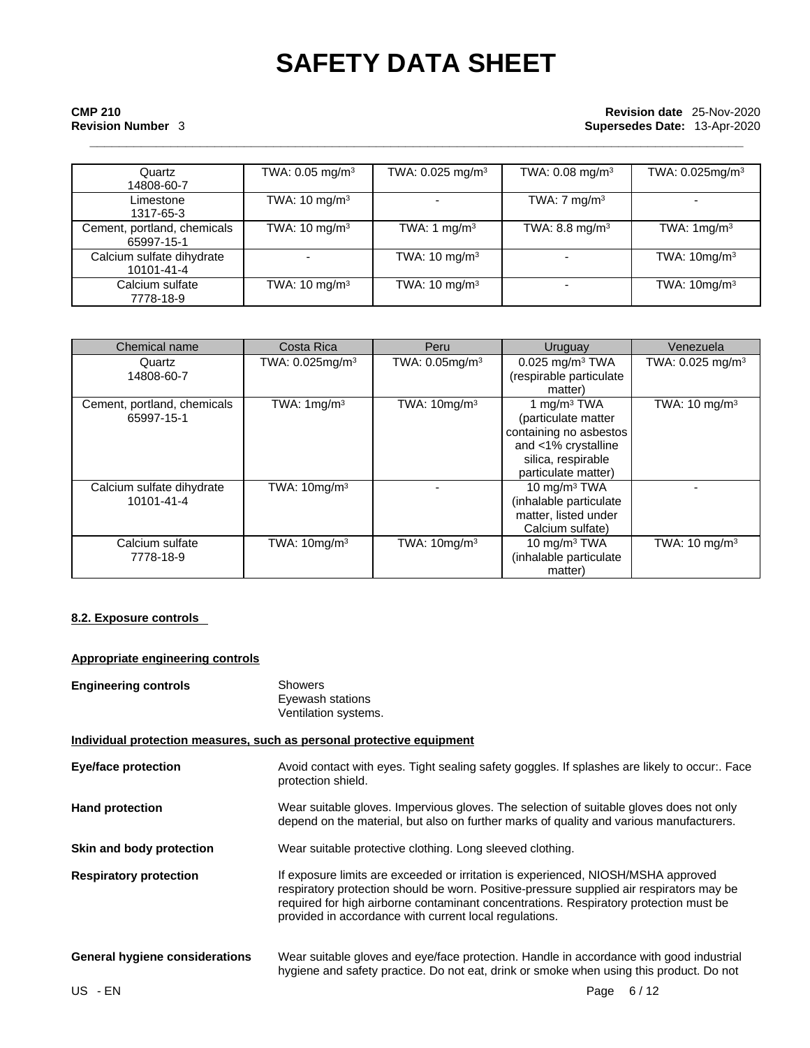| | | | | |
|---|---|---|---|---|
| Quartz<br>14808-60-7 | TWA: 0.05 mg/m³ | TWA: 0.025 mg/m³ | TWA: 0.08 mg/m³ | TWA: 0.025mg/m³ |
| Limestone<br>1317-65-3 | TWA: 10 mg/m³ | - | TWA: 7 mg/m³ | - |
| Cement, portland, chemicals<br>65997-15-1 | TWA: 10 mg/m³ | TWA: 1 mg/m³ | TWA: 8.8 mg/m³ | TWA: 1mg/m³ |
| Calcium sulfate dihydrate<br>10101-41-4 | - | TWA: 10 mg/m³ | - | TWA: 10mg/m³ |
| Calcium sulfate<br>7778-18-9 | TWA: 10 mg/m³ | TWA: 10 mg/m³ | - | TWA: 10mg/m³ |

| Chemical name | Costa Rica | Peru | Uruguay | Venezuela |
|---|---|---|---|---|
| Quartz<br>14808-60-7 | TWA: 0.025mg/m³ | TWA: 0.05mg/m³ | 0.025 mg/m³ TWA (respirable particulate matter) | TWA: 0.025 mg/m³ |
| Cement, portland, chemicals<br>65997-15-1 | TWA: 1mg/m³ | TWA: 10mg/m³ | 1 mg/m³ TWA (particulate matter containing no asbestos and <1% crystalline silica, respirable particulate matter) | TWA: 10 mg/m³ |
| Calcium sulfate dihydrate<br>10101-41-4 | TWA: 10mg/m³ | - | 10 mg/m³ TWA (inhalable particulate matter, listed under Calcium sulfate) | - |
| Calcium sulfate<br>7778-18-9 | TWA: 10mg/m³ | TWA: 10mg/m³ | 10 mg/m³ TWA (inhalable particulate matter) | TWA: 10 mg/m³ |

### 8.2. Exposure controls

#### Appropriate engineering controls

**Engineering controls**

Showers
Eyewash stations
Ventilation systems.

#### Individual protection measures, such as personal protective equipment

**Eye/face protection**

Avoid contact with eyes. Tight sealing safety goggles. If splashes are likely to occur:. Face protection shield.

**Hand protection**

Wear suitable gloves. Impervious gloves. The selection of suitable gloves does not only depend on the material, but also on further marks of quality and various manufacturers.

**Skin and body protection**

Wear suitable protective clothing. Long sleeved clothing.

**Respiratory protection**

If exposure limits are exceeded or irritation is experienced, NIOSH/MSHA approved respiratory protection should be worn. Positive-pressure supplied air respirators may be required for high airborne contaminant concentrations. Respiratory protection must be provided in accordance with current local regulations.

**General hygiene considerations**

Wear suitable gloves and eye/face protection. Handle in accordance with good industrial hygiene and safety practice. Do not eat, drink or smoke when using this product. Do not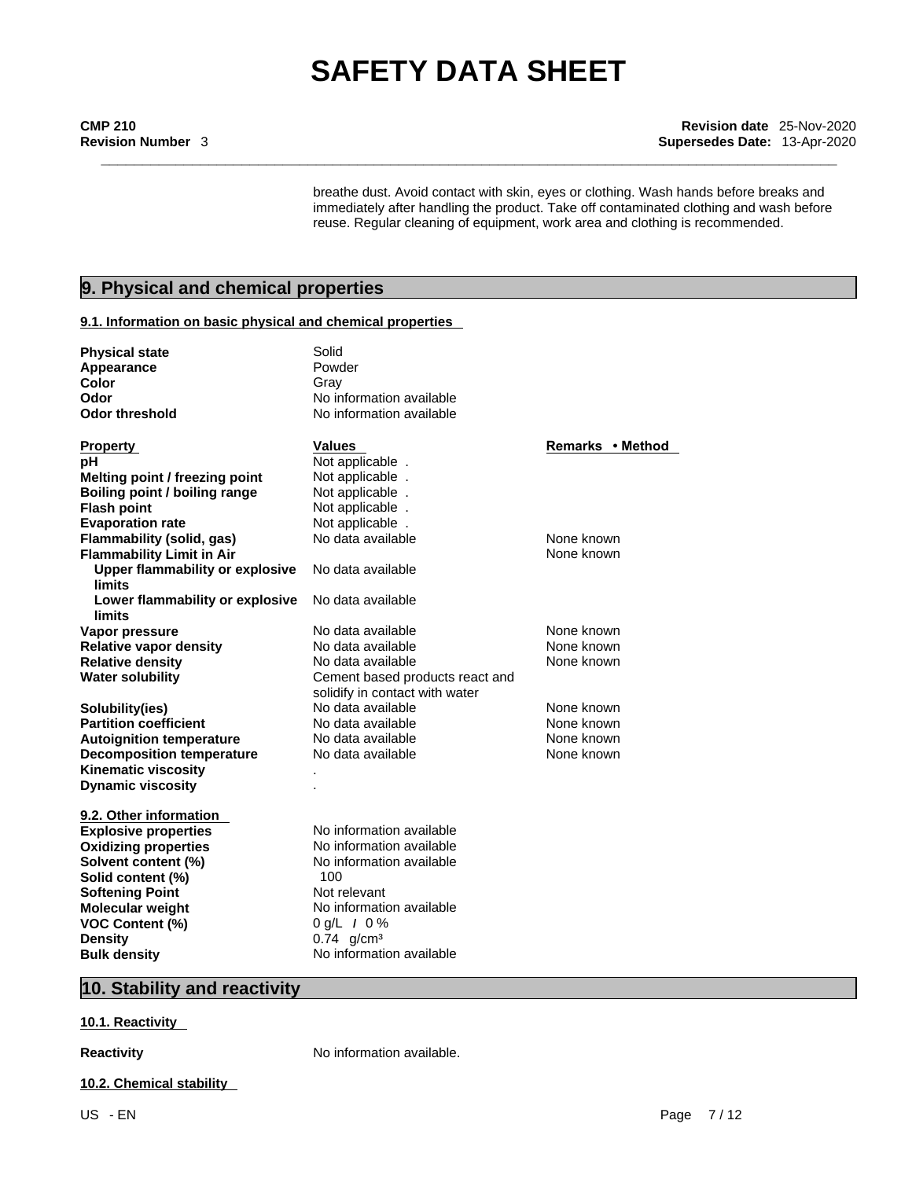breathe dust. Avoid contact with skin, eyes or clothing. Wash hands before breaks and immediately after handling the product. Take off contaminated clothing and wash before reuse. Regular cleaning of equipment, work area and clothing is recommended.

## 9. Physical and chemical properties

### 9.1. Information on basic physical and chemical properties

| | |
|---|---|
| **Physical state** | Solid |
| **Appearance** | Powder |
| **Color** | Gray |
| **Odor** | No information available |
| **Odor threshold** | No information available |

| **Property** | **Values** | **Remarks • Method** |
|---|---|---|
| **pH** | Not applicable . | |
| **Melting point / freezing point** | Not applicable . | |
| **Boiling point / boiling range** | Not applicable . | |
| **Flash point** | Not applicable . | |
| **Evaporation rate** | Not applicable . | |
| **Flammability (solid, gas)** | No data available | None known |
| **Flammability Limit in Air** | | None known |
| **Upper flammability or explosive limits** | No data available | |
| **Lower flammability or explosive limits** | No data available | |
| **Vapor pressure** | No data available | None known |
| **Relative vapor density** | No data available | None known |
| **Relative density** | No data available | None known |
| **Water solubility** | Cement based products react and solidify in contact with water | |
| **Solubility(ies)** | No data available | None known |
| **Partition coefficient** | No data available | None known |
| **Autoignition temperature** | No data available | None known |
| **Decomposition temperature** | No data available | None known |
| **Kinematic viscosity** | . | |
| **Dynamic viscosity** | . | |

### 9.2. Other information

| | |
|---|---|
| **Explosive properties** | No information available |
| **Oxidizing properties** | No information available |
| **Solvent content (%)** | No information available |
| **Solid content (%)** | 100 |
| **Softening Point** | Not relevant |
| **Molecular weight** | No information available |
| **VOC Content (%)** | 0 g/L / 0 % |
| **Density** | 0.74 g/cm³ |
| **Bulk density** | No information available |

## 10. Stability and reactivity

### 10.1. Reactivity

**Reactivity** No information available.

### 10.2. Chemical stability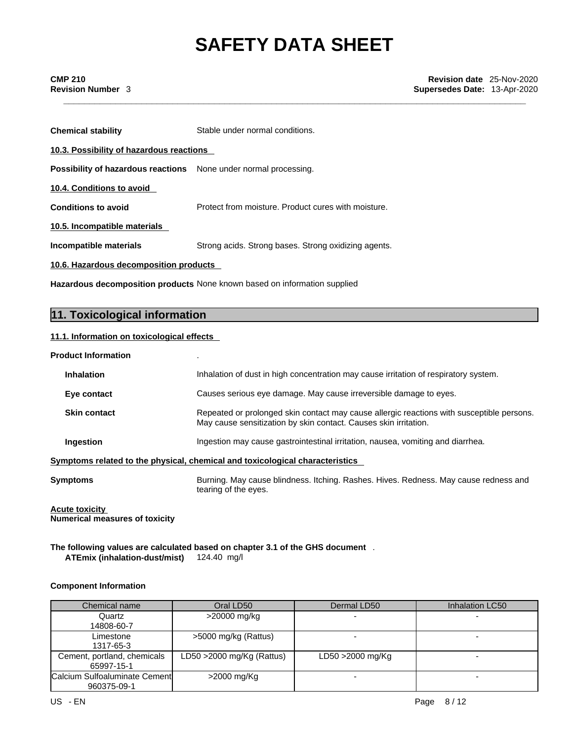**Chemical stability** Stable under normal conditions.

**10.3. Possibility of hazardous reactions**

**Possibility of hazardous reactions** None under normal processing.

**10.4. Conditions to avoid**

**Conditions to avoid** Protect from moisture. Product cures with moisture.

**10.5. Incompatible materials**

**Incompatible materials** Strong acids. Strong bases. Strong oxidizing agents.

**10.6. Hazardous decomposition products**

**Hazardous decomposition products** None known based on information supplied

## 11. Toxicological information

**11.1. Information on toxicological effects**

**Product Information** .

**Inhalation** Inhalation of dust in high concentration may cause irritation of respiratory system.

**Eye contact** Causes serious eye damage. May cause irreversible damage to eyes.

**Skin contact** Repeated or prolonged skin contact may cause allergic reactions with susceptible persons. May cause sensitization by skin contact. Causes skin irritation.

**Ingestion** Ingestion may cause gastrointestinal irritation, nausea, vomiting and diarrhea.

**Symptoms related to the physical, chemical and toxicological characteristics**

**Symptoms** Burning. May cause blindness. Itching. Rashes. Hives. Redness. May cause redness and tearing of the eyes.

**Acute toxicity**
**Numerical measures of toxicity**

**The following values are calculated based on chapter 3.1 of the GHS document** .
**ATEmix (inhalation-dust/mist)** 124.40 mg/l

**Component Information**

| Chemical name | Oral LD50 | Dermal LD50 | Inhalation LC50 |
|---|---|---|---|
| Quartz 14808-60-7 | >20000 mg/kg | - | - |
| Limestone 1317-65-3 | >5000 mg/kg (Rattus) | - | - |
| Cement, portland, chemicals 65997-15-1 | LD50 >2000 mg/Kg (Rattus) | LD50 >2000 mg/Kg | - |
| Calcium Sulfoaluminate Cement 960375-09-1 | >2000 mg/Kg | - | - |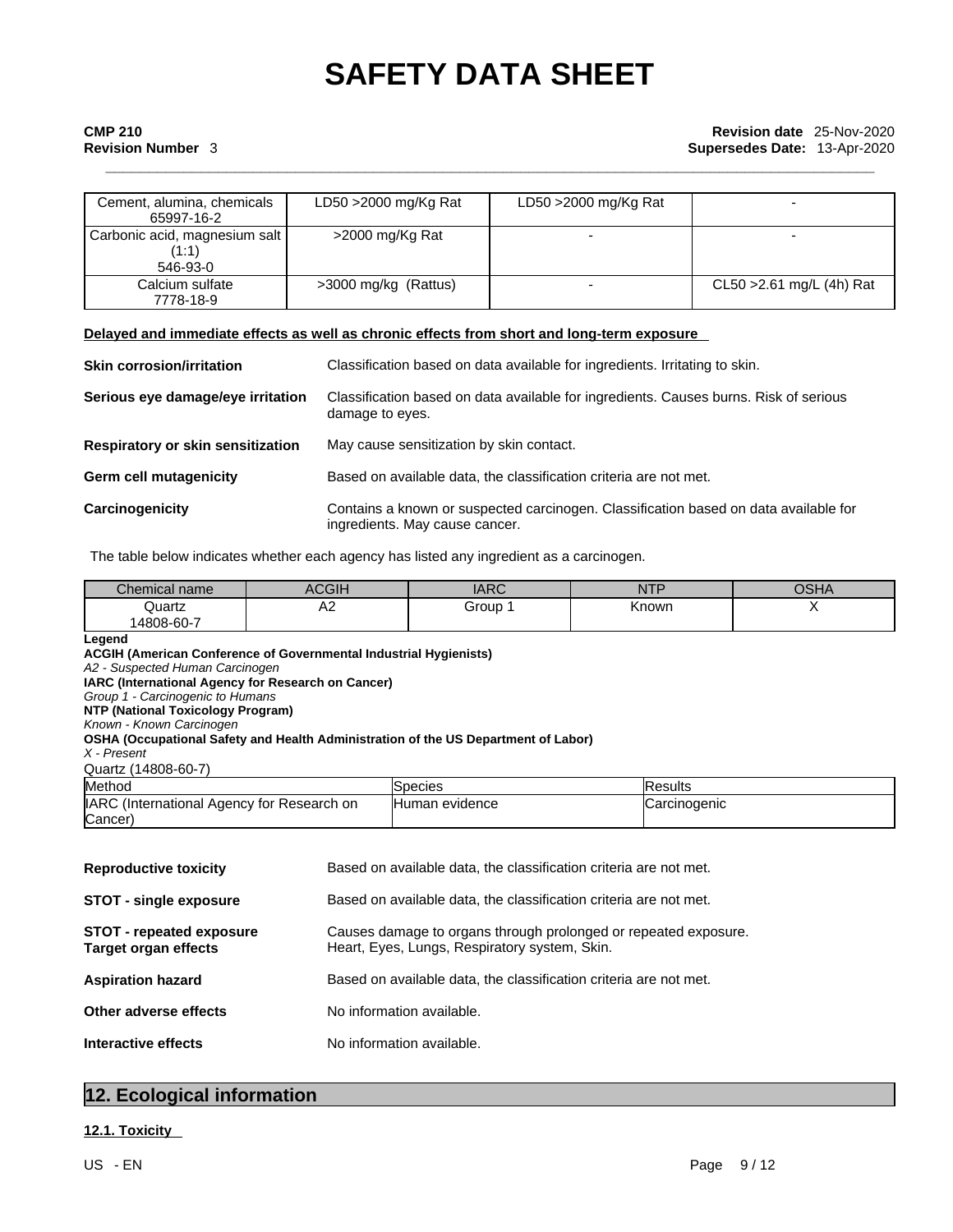| Cement, alumina, chemicals<br>65997-16-2 | LD50 >2000 mg/Kg Rat | LD50 >2000 mg/Kg Rat | - |
|---|---|---|---|
| Carbonic acid, magnesium salt (1:1)<br>546-93-0 | >2000 mg/Kg Rat | - | - |
| Calcium sulfate<br>7778-18-9 | >3000 mg/kg (Rattus) | - | CL50 >2.61 mg/L (4h) Rat |

**Delayed and immediate effects as well as chronic effects from short and long-term exposure**

**Skin corrosion/irritation** Classification based on data available for ingredients. Irritating to skin.

**Serious eye damage/eye irritation** Classification based on data available for ingredients. Causes burns. Risk of serious damage to eyes.

**Respiratory or skin sensitization** May cause sensitization by skin contact.

**Germ cell mutagenicity** Based on available data, the classification criteria are not met.

**Carcinogenicity** Contains a known or suspected carcinogen. Classification based on data available for ingredients. May cause cancer.

The table below indicates whether each agency has listed any ingredient as a carcinogen.

| Chemical name | ACGIH | IARC | NTP | OSHA |
|---|---|---|---|---|
| Quartz<br>14808-60-7 | A2 | Group 1 | Known | X |

**Legend**
**ACGIH (American Conference of Governmental Industrial Hygienists)**
*A2 - Suspected Human Carcinogen*
**IARC (International Agency for Research on Cancer)**
*Group 1 - Carcinogenic to Humans*
**NTP (National Toxicology Program)**
*Known - Known Carcinogen*
**OSHA (Occupational Safety and Health Administration of the US Department of Labor)**
*X - Present*

Quartz (14808-60-7)

| Method | Species | Results |
|---|---|---|
| IARC (International Agency for Research on Cancer) | Human evidence | Carcinogenic |

**Reproductive toxicity** Based on available data, the classification criteria are not met.

**STOT - single exposure** Based on available data, the classification criteria are not met.

**STOT - repeated exposure** Causes damage to organs through prolonged or repeated exposure.
**Target organ effects** Heart, Eyes, Lungs, Respiratory system, Skin.

**Aspiration hazard** Based on available data, the classification criteria are not met.

**Other adverse effects** No information available.

**Interactive effects** No information available.

## 12. Ecological information

**12.1. Toxicity**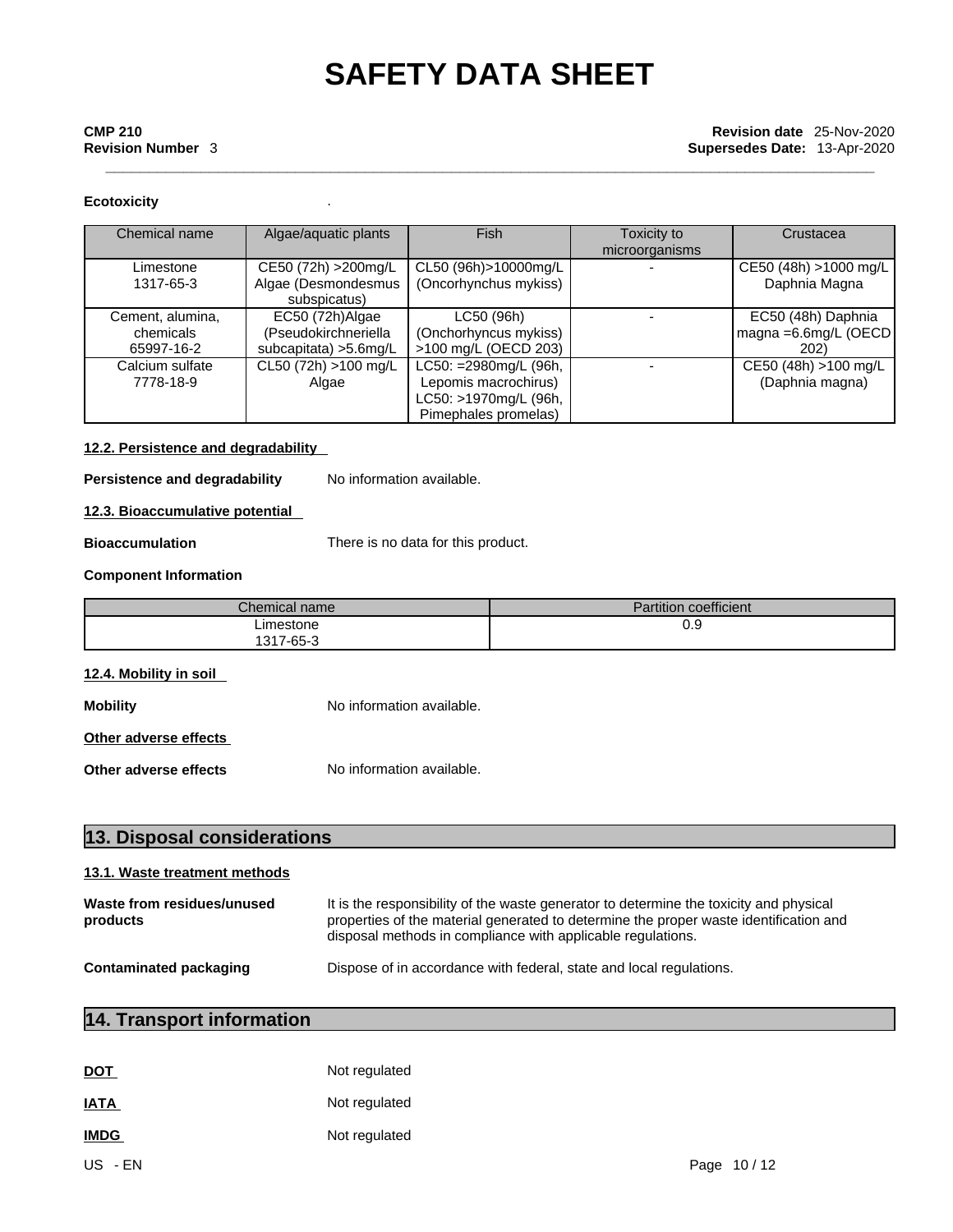**Ecotoxicity** .

| Chemical name | Algae/aquatic plants | Fish | Toxicity to microorganisms | Crustacea |
|---|---|---|---|---|
| Limestone 1317-65-3 | CE50 (72h) >200mg/L Algae (Desmondesmus subspicatus) | CL50 (96h)>10000mg/L (Oncorhynchus mykiss) | - | CE50 (48h) >1000 mg/L Daphnia Magna |
| Cement, alumina, chemicals 65997-16-2 | EC50 (72h)Algae (Pseudokirchneriella subcapitata) >5.6mg/L | LC50 (96h) (Onchorhyncus mykiss) >100 mg/L (OECD 203) | - | EC50 (48h) Daphnia magna =6.6mg/L (OECD 202) |
| Calcium sulfate 7778-18-9 | CL50 (72h) >100 mg/L Algae | LC50: =2980mg/L (96h, Lepomis macrochirus) LC50: >1970mg/L (96h, Pimephales promelas) | - | CE50 (48h) >100 mg/L (Daphnia magna) |

**12.2. Persistence and degradability**

**Persistence and degradability** No information available.

**12.3. Bioaccumulative potential**

**Bioaccumulation** There is no data for this product.

**Component Information**

| Chemical name | Partition coefficient |
|---|---|
| Limestone 1317-65-3 | 0.9 |

**12.4. Mobility in soil**

**Mobility** No information available.

**Other adverse effects**

**Other adverse effects** No information available.

## 13. Disposal considerations

**13.1. Waste treatment methods**

**Waste from residues/unused products** It is the responsibility of the waste generator to determine the toxicity and physical properties of the material generated to determine the proper waste identification and disposal methods in compliance with applicable regulations.

**Contaminated packaging** Dispose of in accordance with federal, state and local regulations.

## 14. Transport information

**DOT** Not regulated

**IATA** Not regulated

**IMDG** Not regulated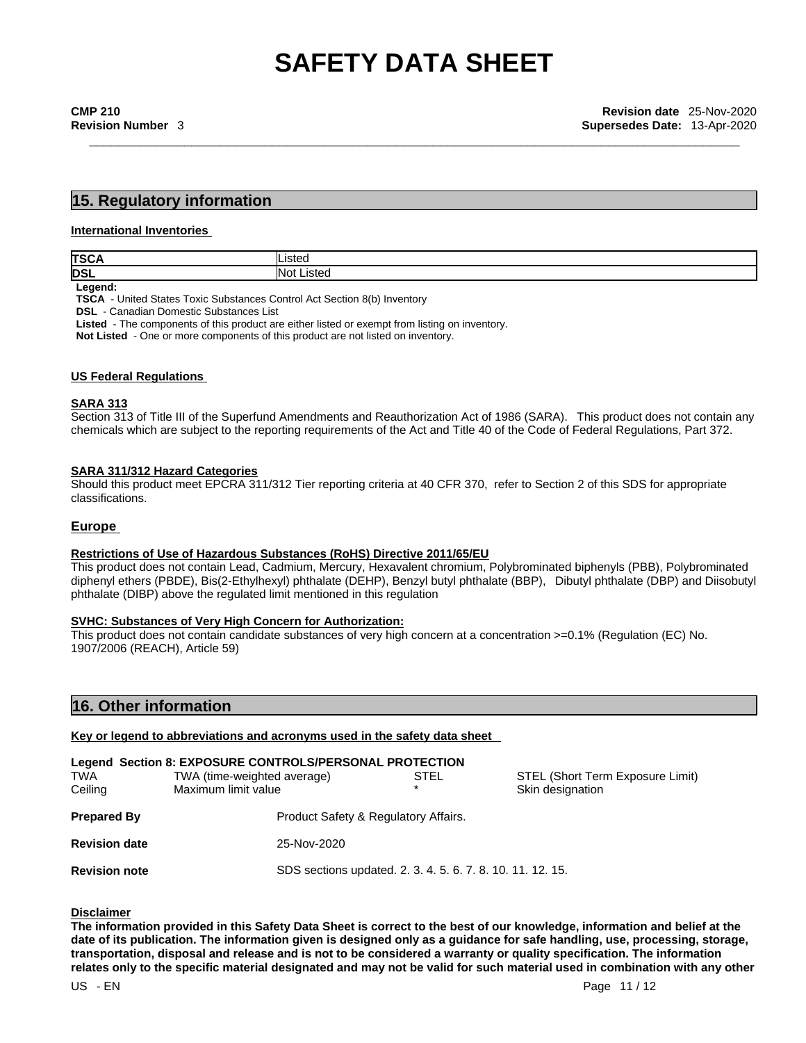## 15. Regulatory information

**International Inventories**

| | |
|---|---|
| **TSCA** | Listed |
| **DSL** | Not Listed |

**Legend:**
**TSCA** - United States Toxic Substances Control Act Section 8(b) Inventory
**DSL** - Canadian Domestic Substances List
**Listed** - The components of this product are either listed or exempt from listing on inventory.
**Not Listed** - One or more components of this product are not listed on inventory.

**US Federal Regulations**

**SARA 313**
Section 313 of Title III of the Superfund Amendments and Reauthorization Act of 1986 (SARA). This product does not contain any chemicals which are subject to the reporting requirements of the Act and Title 40 of the Code of Federal Regulations, Part 372.

**SARA 311/312 Hazard Categories**
Should this product meet EPCRA 311/312 Tier reporting criteria at 40 CFR 370, refer to Section 2 of this SDS for appropriate classifications.

**Europe**

**Restrictions of Use of Hazardous Substances (RoHS) Directive 2011/65/EU**
This product does not contain Lead, Cadmium, Mercury, Hexavalent chromium, Polybrominated biphenyls (PBB), Polybrominated diphenyl ethers (PBDE), Bis(2-Ethylhexyl) phthalate (DEHP), Benzyl butyl phthalate (BBP), Dibutyl phthalate (DBP) and Diisobutyl phthalate (DIBP) above the regulated limit mentioned in this regulation

**SVHC: Substances of Very High Concern for Authorization:**
This product does not contain candidate substances of very high concern at a concentration >=0.1% (Regulation (EC) No. 1907/2006 (REACH), Article 59)

## 16. Other information

**Key or legend to abbreviations and acronyms used in the safety data sheet**

**Legend Section 8: EXPOSURE CONTROLS/PERSONAL PROTECTION**

| | | | |
|---|---|---|---|
| TWA | TWA (time-weighted average) | STEL | STEL (Short Term Exposure Limit) |
| Ceiling | Maximum limit value | * | Skin designation |

**Prepared By** Product Safety & Regulatory Affairs.

**Revision date** 25-Nov-2020

**Revision note** SDS sections updated. 2. 3. 4. 5. 6. 7. 8. 10. 11. 12. 15.

**Disclaimer**
**The information provided in this Safety Data Sheet is correct to the best of our knowledge, information and belief at the date of its publication. The information given is designed only as a guidance for safe handling, use, processing, storage, transportation, disposal and release and is not to be considered a warranty or quality specification. The information relates only to the specific material designated and may not be valid for such material used in combination with any other**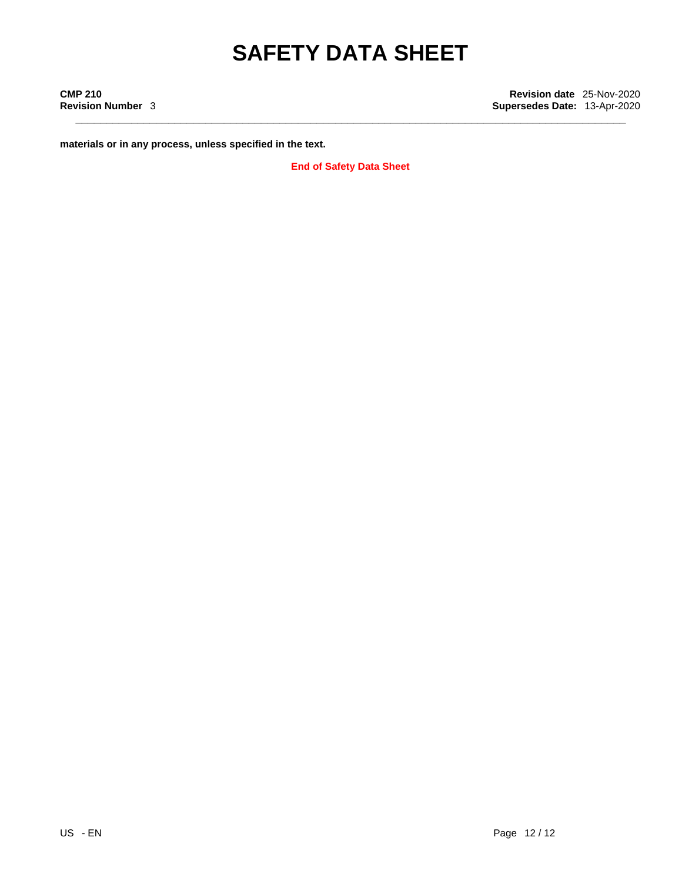**materials or in any process, unless specified in the text.**

**End of Safety Data Sheet**